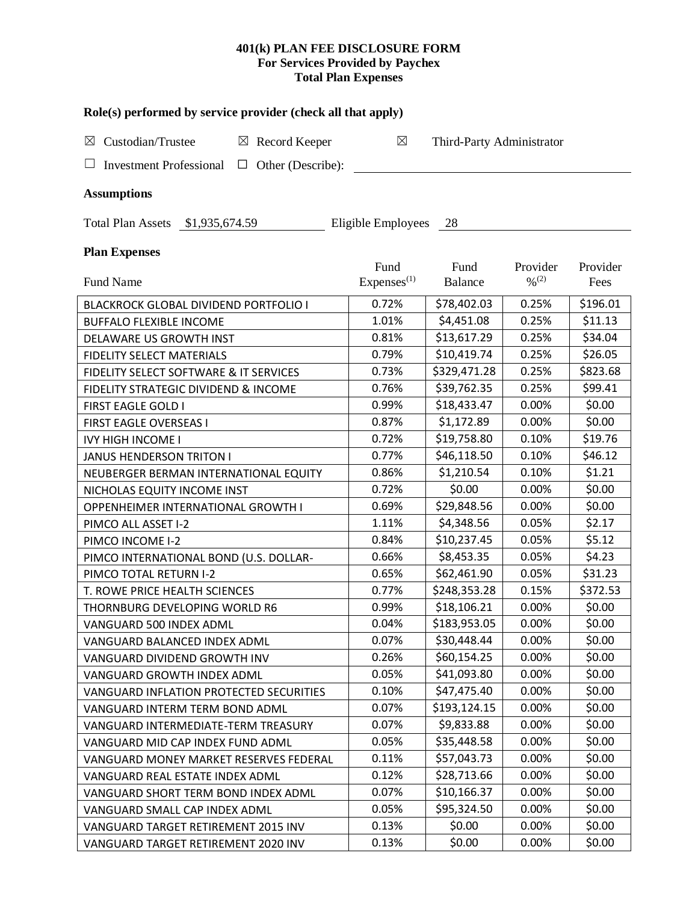**401(k) PLAN FEE DISCLOSURE FORM**
**For Services Provided by Paychex**
**Total Plan Expenses**

### Role(s) performed by service provider (check all that apply)

☒ Custodian/Trustee ☒ Record Keeper ☒ Third-Party Administrator

☐ Investment Professional ☐ Other (Describe): \_\_\_\_\_\_\_\_\_\_\_\_\_\_\_\_\_\_\_\_\_\_\_\_

### Assumptions

Total Plan Assets $1,935,674.59 Eligible Employees 28

### Plan Expenses

| Fund Name | Fund Expenses[1] | Fund Balance | Provider %[2] | Provider Fees |
|---|---|---|---|---|
| BLACKROCK GLOBAL DIVIDEND PORTFOLIO I | 0.72% | $78,402.03 | 0.25% | $196.01 |
| BUFFALO FLEXIBLE INCOME | 1.01% | $4,451.08 | 0.25% | $11.13 |
| DELAWARE US GROWTH INST | 0.81% | $13,617.29 | 0.25% | $34.04 |
| FIDELITY SELECT MATERIALS | 0.79% | $10,419.74 | 0.25% | $26.05 |
| FIDELITY SELECT SOFTWARE & IT SERVICES | 0.73% | $329,471.28 | 0.25% | $823.68 |
| FIDELITY STRATEGIC DIVIDEND & INCOME | 0.76% | $39,762.35 | 0.25% | $99.41 |
| FIRST EAGLE GOLD I | 0.99% | $18,433.47 | 0.00% | $0.00 |
| FIRST EAGLE OVERSEAS I | 0.87% | $1,172.89 | 0.00% | $0.00 |
| IVY HIGH INCOME I | 0.72% | $19,758.80 | 0.10% | $19.76 |
| JANUS HENDERSON TRITON I | 0.77% | $46,118.50 | 0.10% | $46.12 |
| NEUBERGER BERMAN INTERNATIONAL EQUITY | 0.86% | $1,210.54 | 0.10% | $1.21 |
| NICHOLAS EQUITY INCOME INST | 0.72% | $0.00 | 0.00% | $0.00 |
| OPPENHEIMER INTERNATIONAL GROWTH I | 0.69% | $29,848.56 | 0.00% | $0.00 |
| PIMCO ALL ASSET I-2 | 1.11% | $4,348.56 | 0.05% | $2.17 |
| PIMCO INCOME I-2 | 0.84% | $10,237.45 | 0.05% | $5.12 |
| PIMCO INTERNATIONAL BOND (U.S. DOLLAR- | 0.66% | $8,453.35 | 0.05% | $4.23 |
| PIMCO TOTAL RETURN I-2 | 0.65% | $62,461.90 | 0.05% | $31.23 |
| T. ROWE PRICE HEALTH SCIENCES | 0.77% | $248,353.28 | 0.15% | $372.53 |
| THORNBURG DEVELOPING WORLD R6 | 0.99% | $18,106.21 | 0.00% | $0.00 |
| VANGUARD 500 INDEX ADML | 0.04% | $183,953.05 | 0.00% | $0.00 |
| VANGUARD BALANCED INDEX ADML | 0.07% | $30,448.44 | 0.00% | $0.00 |
| VANGUARD DIVIDEND GROWTH INV | 0.26% | $60,154.25 | 0.00% | $0.00 |
| VANGUARD GROWTH INDEX ADML | 0.05% | $41,093.80 | 0.00% | $0.00 |
| VANGUARD INFLATION PROTECTED SECURITIES | 0.10% | $47,475.40 | 0.00% | $0.00 |
| VANGUARD INTERM TERM BOND ADML | 0.07% | $193,124.15 | 0.00% | $0.00 |
| VANGUARD INTERMEDIATE-TERM TREASURY | 0.07% | $9,833.88 | 0.00% | $0.00 |
| VANGUARD MID CAP INDEX FUND ADML | 0.05% | $35,448.58 | 0.00% | $0.00 |
| VANGUARD MONEY MARKET RESERVES FEDERAL | 0.11% | $57,043.73 | 0.00% | $0.00 |
| VANGUARD REAL ESTATE INDEX ADML | 0.12% | $28,713.66 | 0.00% | $0.00 |
| VANGUARD SHORT TERM BOND INDEX ADML | 0.07% | $10,166.37 | 0.00% | $0.00 |
| VANGUARD SMALL CAP INDEX ADML | 0.05% | $95,324.50 | 0.00% | $0.00 |
| VANGUARD TARGET RETIREMENT 2015 INV | 0.13% | $0.00 | 0.00% | $0.00 |
| VANGUARD TARGET RETIREMENT 2020 INV | 0.13% | $0.00 | 0.00% | $0.00 |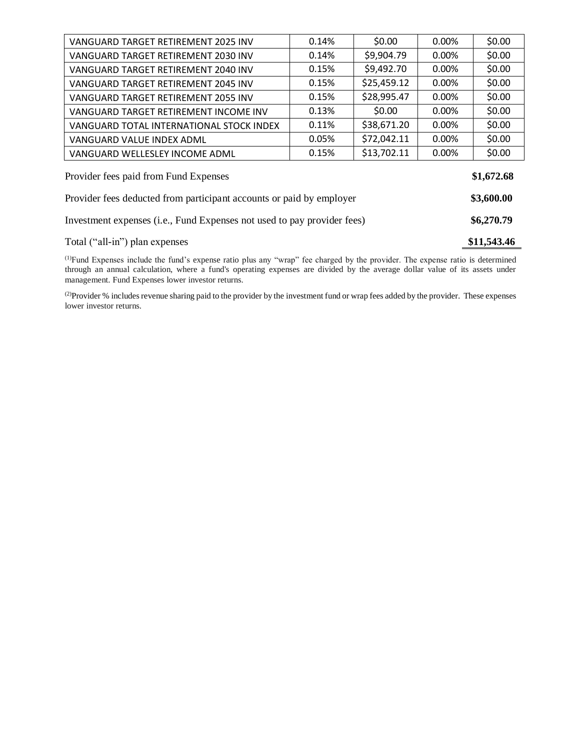| | | | | |
|---|---|---|---|---|
| VANGUARD TARGET RETIREMENT 2025 INV | 0.14% | $0.00 | 0.00% | $0.00 |
| VANGUARD TARGET RETIREMENT 2030 INV | 0.14% | $9,904.79 | 0.00% | $0.00 |
| VANGUARD TARGET RETIREMENT 2040 INV | 0.15% | $9,492.70 | 0.00% | $0.00 |
| VANGUARD TARGET RETIREMENT 2045 INV | 0.15% | $25,459.12 | 0.00% | $0.00 |
| VANGUARD TARGET RETIREMENT 2055 INV | 0.15% | $28,995.47 | 0.00% | $0.00 |
| VANGUARD TARGET RETIREMENT INCOME INV | 0.13% | $0.00 | 0.00% | $0.00 |
| VANGUARD TOTAL INTERNATIONAL STOCK INDEX | 0.11% | $38,671.20 | 0.00% | $0.00 |
| VANGUARD VALUE INDEX ADML | 0.05% | $72,042.11 | 0.00% | $0.00 |
| VANGUARD WELLESLEY INCOME ADML | 0.15% | $13,702.11 | 0.00% | $0.00 |

| | |
|---|---|
| Provider fees paid from Fund Expenses | **$1,672.68** |
| Provider fees deducted from participant accounts or paid by employer | **$3,600.00** |
| Investment expenses (i.e., Fund Expenses not used to pay provider fees) | **$6,270.79** |
| Total ("all-in") plan expenses | **$11,543.46** |

(1)Fund Expenses include the fund's expense ratio plus any "wrap" fee charged by the provider. The expense ratio is determined through an annual calculation, where a fund's operating expenses are divided by the average dollar value of its assets under management. Fund Expenses lower investor returns.

(2)Provider % includes revenue sharing paid to the provider by the investment fund or wrap fees added by the provider. These expenses lower investor returns.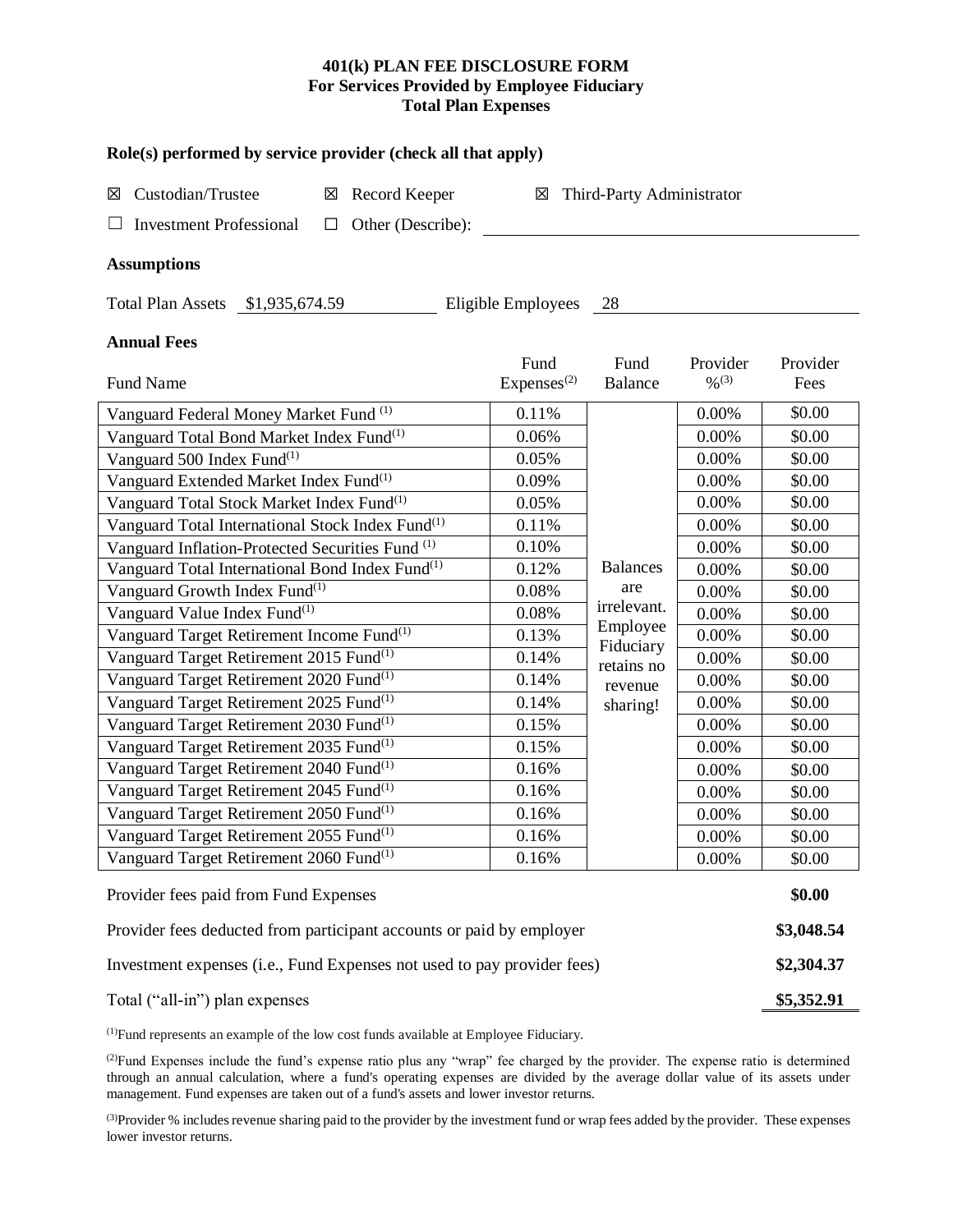**401(k) PLAN FEE DISCLOSURE FORM**
**For Services Provided by Employee Fiduciary**
**Total Plan Expenses**

### Role(s) performed by service provider (check all that apply)

☒ Custodian/Trustee ☒ Record Keeper ☒ Third-Party Administrator

☐ Investment Professional ☐ Other (Describe):

### Assumptions

Total Plan Assets $1,935,674.59 Eligible Employees 28

### Annual Fees

| Fund Name | Fund Expenses[2] | Fund Balance | Provider %[3] | Provider Fees |
|---|---|---|---|---|
| Vanguard Federal Money Market Fund [1] | 0.11% | Balances are irrelevant. Employee Fiduciary retains no revenue sharing! | 0.00% | $0.00 |
| Vanguard Total Bond Market Index Fund[1] | 0.06% | | 0.00% | $0.00 |
| Vanguard 500 Index Fund[1] | 0.05% | | 0.00% | $0.00 |
| Vanguard Extended Market Index Fund[1] | 0.09% | | 0.00% | $0.00 |
| Vanguard Total Stock Market Index Fund[1] | 0.05% | | 0.00% | $0.00 |
| Vanguard Total International Stock Index Fund[1] | 0.11% | | 0.00% | $0.00 |
| Vanguard Inflation-Protected Securities Fund [1] | 0.10% | | 0.00% | $0.00 |
| Vanguard Total International Bond Index Fund[1] | 0.12% | | 0.00% | $0.00 |
| Vanguard Growth Index Fund[1] | 0.08% | | 0.00% | $0.00 |
| Vanguard Value Index Fund[1] | 0.08% | | 0.00% | $0.00 |
| Vanguard Target Retirement Income Fund[1] | 0.13% | | 0.00% | $0.00 |
| Vanguard Target Retirement 2015 Fund[1] | 0.14% | | 0.00% | $0.00 |
| Vanguard Target Retirement 2020 Fund[1] | 0.14% | | 0.00% | $0.00 |
| Vanguard Target Retirement 2025 Fund[1] | 0.14% | | 0.00% | $0.00 |
| Vanguard Target Retirement 2030 Fund[1] | 0.15% | | 0.00% | $0.00 |
| Vanguard Target Retirement 2035 Fund[1] | 0.15% | | 0.00% | $0.00 |
| Vanguard Target Retirement 2040 Fund[1] | 0.16% | | 0.00% | $0.00 |
| Vanguard Target Retirement 2045 Fund[1] | 0.16% | | 0.00% | $0.00 |
| Vanguard Target Retirement 2050 Fund[1] | 0.16% | | 0.00% | $0.00 |
| Vanguard Target Retirement 2055 Fund[1] | 0.16% | | 0.00% | $0.00 |
| Vanguard Target Retirement 2060 Fund[1] | 0.16% | | 0.00% | $0.00 |

| | |
|---|---|
| Provider fees paid from Fund Expenses | **$0.00** |
| Provider fees deducted from participant accounts or paid by employer | **$3,048.54** |
| Investment expenses (i.e., Fund Expenses not used to pay provider fees) | **$2,304.37** |
| Total ("all-in") plan expenses | **$5,352.91** |

[1]Fund represents an example of the low cost funds available at Employee Fiduciary.

[2]Fund Expenses include the fund's expense ratio plus any "wrap" fee charged by the provider. The expense ratio is determined through an annual calculation, where a fund's operating expenses are divided by the average dollar value of its assets under management. Fund expenses are taken out of a fund's assets and lower investor returns.

[3]Provider % includes revenue sharing paid to the provider by the investment fund or wrap fees added by the provider. These expenses lower investor returns.